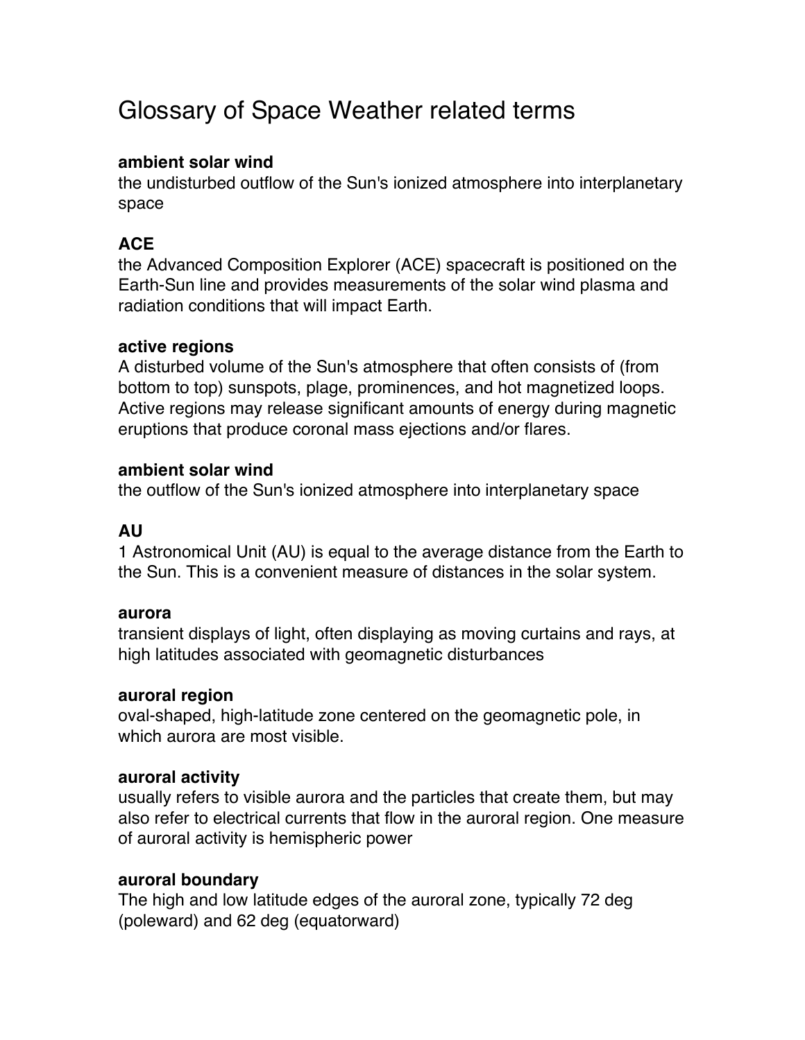# Glossary of Space Weather related terms

**ambient solar wind**
the undisturbed outflow of the Sun's ionized atmosphere into interplanetary space

**ACE**
the Advanced Composition Explorer (ACE) spacecraft is positioned on the Earth-Sun line and provides measurements of the solar wind plasma and radiation conditions that will impact Earth.

**active regions**
A disturbed volume of the Sun's atmosphere that often consists of (from bottom to top) sunspots, plage, prominences, and hot magnetized loops. Active regions may release significant amounts of energy during magnetic eruptions that produce coronal mass ejections and/or flares.

**ambient solar wind**
the outflow of the Sun's ionized atmosphere into interplanetary space

**AU**
1 Astronomical Unit (AU) is equal to the average distance from the Earth to the Sun. This is a convenient measure of distances in the solar system.

**aurora**
transient displays of light, often displaying as moving curtains and rays, at high latitudes associated with geomagnetic disturbances

**auroral region**
oval-shaped, high-latitude zone centered on the geomagnetic pole, in which aurora are most visible.

**auroral activity**
usually refers to visible aurora and the particles that create them, but may also refer to electrical currents that flow in the auroral region. One measure of auroral activity is hemispheric power

**auroral boundary**
The high and low latitude edges of the auroral zone, typically 72 deg (poleward) and 62 deg (equatorward)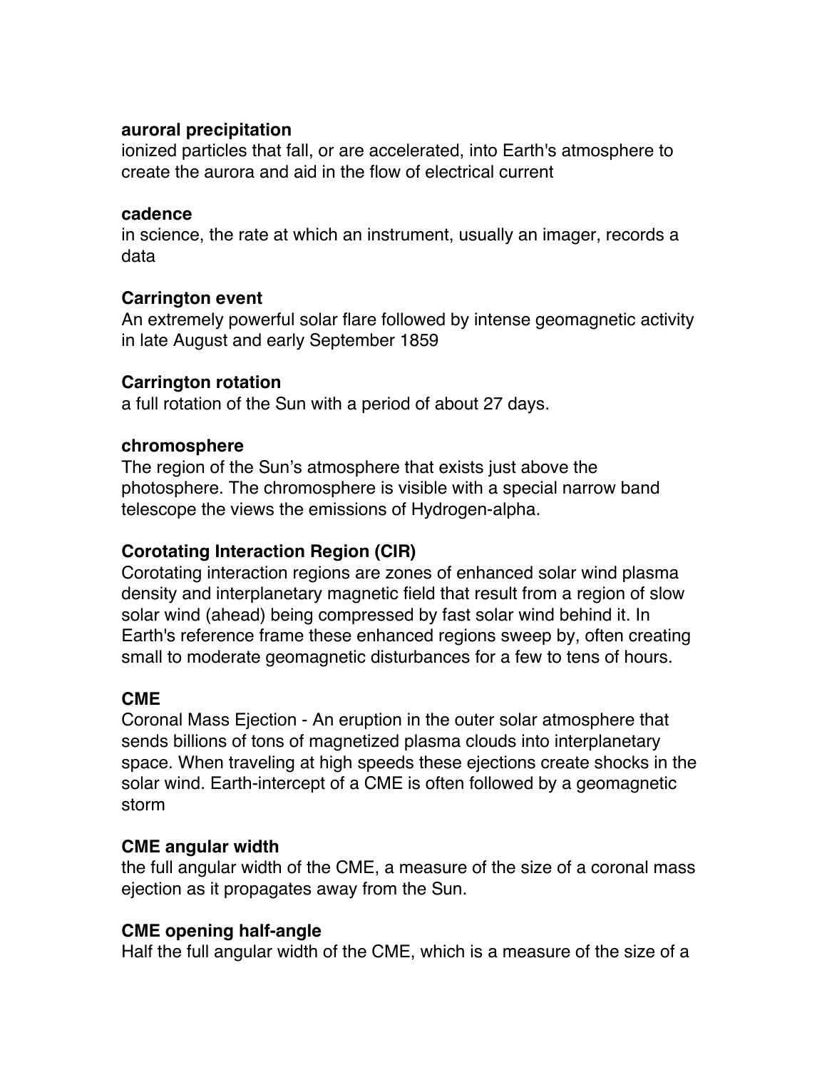**auroral precipitation**
ionized particles that fall, or are accelerated, into Earth's atmosphere to create the aurora and aid in the flow of electrical current

**cadence**
in science, the rate at which an instrument, usually an imager, records a data

**Carrington event**
An extremely powerful solar flare followed by intense geomagnetic activity in late August and early September 1859

**Carrington rotation**
a full rotation of the Sun with a period of about 27 days.

**chromosphere**
The region of the Sun's atmosphere that exists just above the photosphere. The chromosphere is visible with a special narrow band telescope the views the emissions of Hydrogen-alpha.

**Corotating Interaction Region (CIR)**
Corotating interaction regions are zones of enhanced solar wind plasma density and interplanetary magnetic field that result from a region of slow solar wind (ahead) being compressed by fast solar wind behind it. In Earth's reference frame these enhanced regions sweep by, often creating small to moderate geomagnetic disturbances for a few to tens of hours.

**CME**
Coronal Mass Ejection - An eruption in the outer solar atmosphere that sends billions of tons of magnetized plasma clouds into interplanetary space. When traveling at high speeds these ejections create shocks in the solar wind. Earth-intercept of a CME is often followed by a geomagnetic storm

**CME angular width**
the full angular width of the CME, a measure of the size of a coronal mass ejection as it propagates away from the Sun.

**CME opening half-angle**
Half the full angular width of the CME, which is a measure of the size of a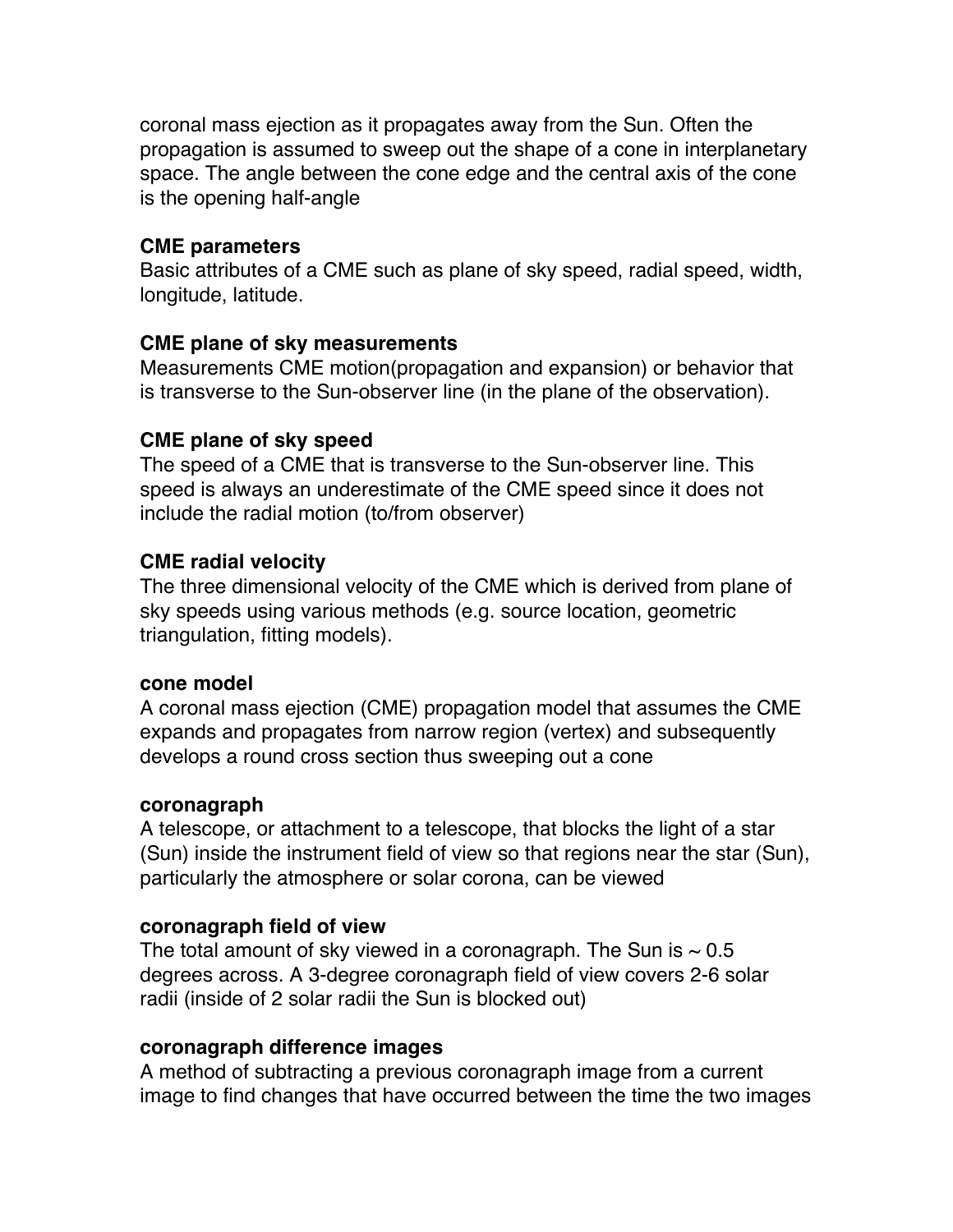coronal mass ejection as it propagates away from the Sun. Often the propagation is assumed to sweep out the shape of a cone in interplanetary space. The angle between the cone edge and the central axis of the cone is the opening half-angle

**CME parameters**
Basic attributes of a CME such as plane of sky speed, radial speed, width, longitude, latitude.

**CME plane of sky measurements**
Measurements CME motion(propagation and expansion) or behavior that is transverse to the Sun-observer line (in the plane of the observation).

**CME plane of sky speed**
The speed of a CME that is transverse to the Sun-observer line. This speed is always an underestimate of the CME speed since it does not include the radial motion (to/from observer)

**CME radial velocity**
The three dimensional velocity of the CME which is derived from plane of sky speeds using various methods (e.g. source location, geometric triangulation, fitting models).

**cone model**
A coronal mass ejection (CME) propagation model that assumes the CME expands and propagates from narrow region (vertex) and subsequently develops a round cross section thus sweeping out a cone

**coronagraph**
A telescope, or attachment to a telescope, that blocks the light of a star (Sun) inside the instrument field of view so that regions near the star (Sun), particularly the atmosphere or solar corona, can be viewed

**coronagraph field of view**
The total amount of sky viewed in a coronagraph. The Sun is ~ 0.5 degrees across. A 3-degree coronagraph field of view covers 2-6 solar radii (inside of 2 solar radii the Sun is blocked out)

**coronagraph difference images**
A method of subtracting a previous coronagraph image from a current image to find changes that have occurred between the time the two images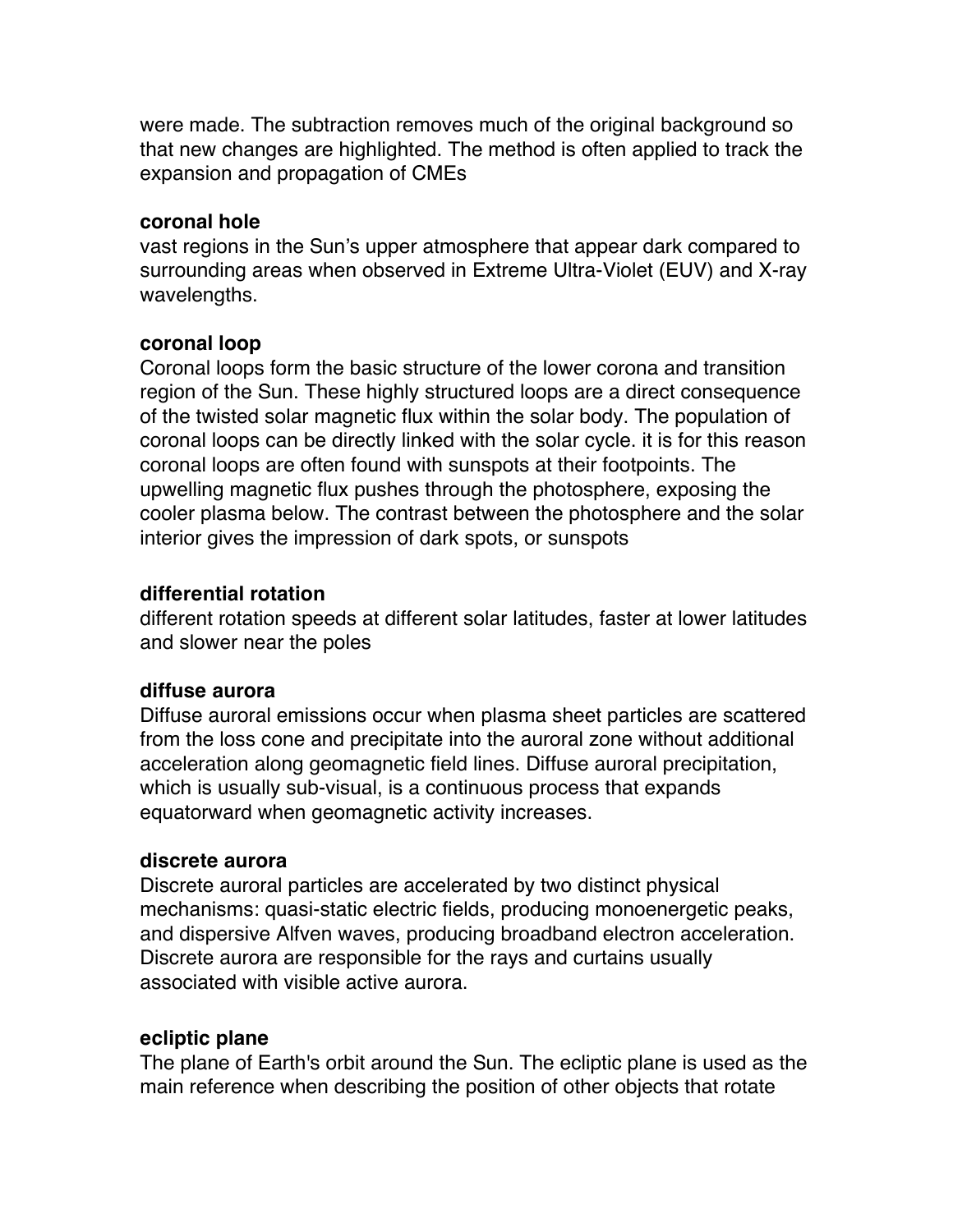were made. The subtraction removes much of the original background so that new changes are highlighted. The method is often applied to track the expansion and propagation of CMEs

**coronal hole**
vast regions in the Sun's upper atmosphere that appear dark compared to surrounding areas when observed in Extreme Ultra-Violet (EUV) and X-ray wavelengths.

**coronal loop**
Coronal loops form the basic structure of the lower corona and transition region of the Sun. These highly structured loops are a direct consequence of the twisted solar magnetic flux within the solar body. The population of coronal loops can be directly linked with the solar cycle. it is for this reason coronal loops are often found with sunspots at their footpoints. The upwelling magnetic flux pushes through the photosphere, exposing the cooler plasma below. The contrast between the photosphere and the solar interior gives the impression of dark spots, or sunspots

**differential rotation**
different rotation speeds at different solar latitudes, faster at lower latitudes and slower near the poles

**diffuse aurora**
Diffuse auroral emissions occur when plasma sheet particles are scattered from the loss cone and precipitate into the auroral zone without additional acceleration along geomagnetic field lines. Diffuse auroral precipitation, which is usually sub-visual, is a continuous process that expands equatorward when geomagnetic activity increases.

**discrete aurora**
Discrete auroral particles are accelerated by two distinct physical mechanisms: quasi-static electric fields, producing monoenergetic peaks, and dispersive Alfven waves, producing broadband electron acceleration. Discrete aurora are responsible for the rays and curtains usually associated with visible active aurora.

**ecliptic plane**
The plane of Earth's orbit around the Sun. The ecliptic plane is used as the main reference when describing the position of other objects that rotate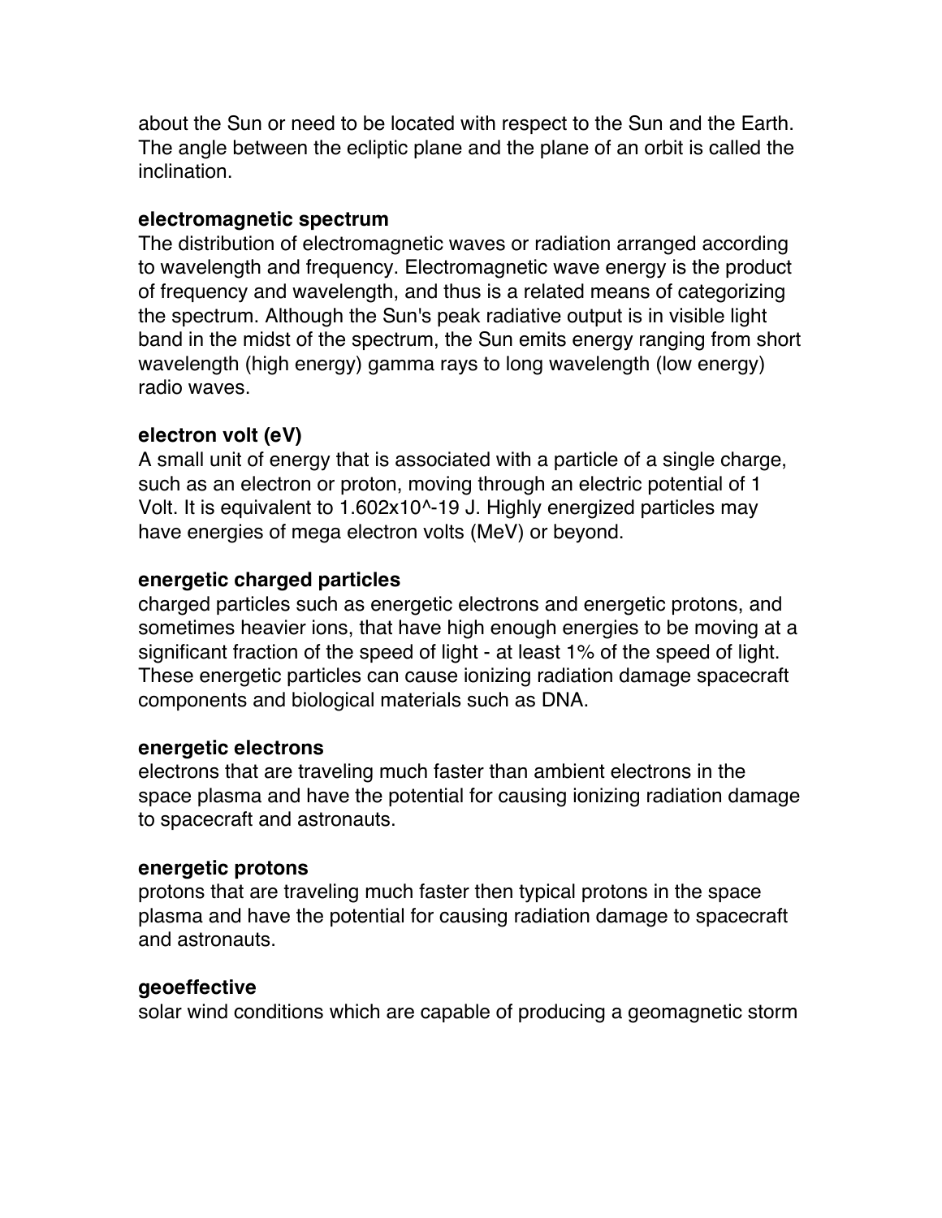about the Sun or need to be located with respect to the Sun and the Earth. The angle between the ecliptic plane and the plane of an orbit is called the inclination.

**electromagnetic spectrum**
The distribution of electromagnetic waves or radiation arranged according to wavelength and frequency. Electromagnetic wave energy is the product of frequency and wavelength, and thus is a related means of categorizing the spectrum. Although the Sun's peak radiative output is in visible light band in the midst of the spectrum, the Sun emits energy ranging from short wavelength (high energy) gamma rays to long wavelength (low energy) radio waves.

**electron volt (eV)**
A small unit of energy that is associated with a particle of a single charge, such as an electron or proton, moving through an electric potential of 1 Volt. It is equivalent to $1.602 \times 10^{-19}$ J. Highly energized particles may have energies of mega electron volts (MeV) or beyond.

**energetic charged particles**
charged particles such as energetic electrons and energetic protons, and sometimes heavier ions, that have high enough energies to be moving at a significant fraction of the speed of light - at least 1% of the speed of light. These energetic particles can cause ionizing radiation damage spacecraft components and biological materials such as DNA.

**energetic electrons**
electrons that are traveling much faster than ambient electrons in the space plasma and have the potential for causing ionizing radiation damage to spacecraft and astronauts.

**energetic protons**
protons that are traveling much faster then typical protons in the space plasma and have the potential for causing radiation damage to spacecraft and astronauts.

**geoeffective**
solar wind conditions which are capable of producing a geomagnetic storm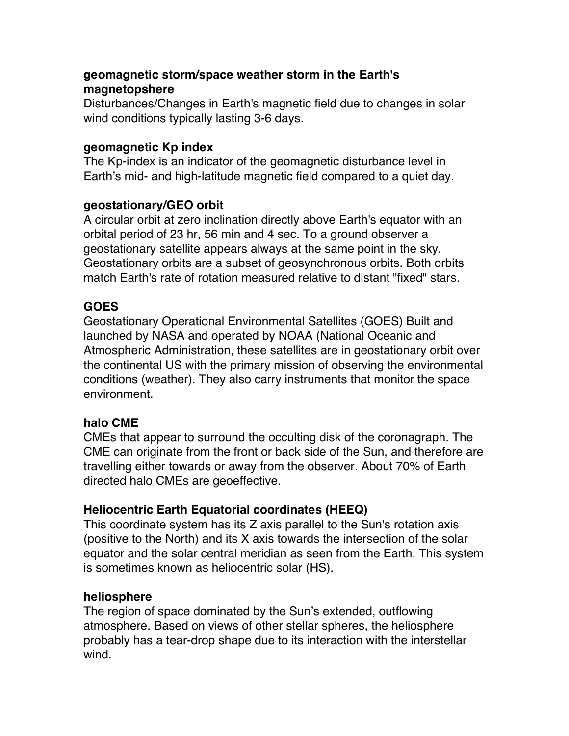**geomagnetic storm/space weather storm in the Earth's magnetopshere**

Disturbances/Changes in Earth's magnetic field due to changes in solar wind conditions typically lasting 3-6 days.

**geomagnetic Kp index**

The Kp-index is an indicator of the geomagnetic disturbance level in Earth's mid- and high-latitude magnetic field compared to a quiet day.

**geostationary/GEO orbit**

A circular orbit at zero inclination directly above Earth's equator with an orbital period of 23 hr, 56 min and 4 sec. To a ground observer a geostationary satellite appears always at the same point in the sky. Geostationary orbits are a subset of geosynchronous orbits. Both orbits match Earth's rate of rotation measured relative to distant "fixed" stars.

**GOES**

Geostationary Operational Environmental Satellites (GOES) Built and launched by NASA and operated by NOAA (National Oceanic and Atmospheric Administration, these satellites are in geostationary orbit over the continental US with the primary mission of observing the environmental conditions (weather). They also carry instruments that monitor the space environment.

**halo CME**

CMEs that appear to surround the occulting disk of the coronagraph. The CME can originate from the front or back side of the Sun, and therefore are travelling either towards or away from the observer. About 70% of Earth directed halo CMEs are geoeffective.

**Heliocentric Earth Equatorial coordinates (HEEQ)**

This coordinate system has its Z axis parallel to the Sun's rotation axis (positive to the North) and its X axis towards the intersection of the solar equator and the solar central meridian as seen from the Earth. This system is sometimes known as heliocentric solar (HS).

**heliosphere**

The region of space dominated by the Sun's extended, outflowing atmosphere. Based on views of other stellar spheres, the heliosphere probably has a tear-drop shape due to its interaction with the interstellar wind.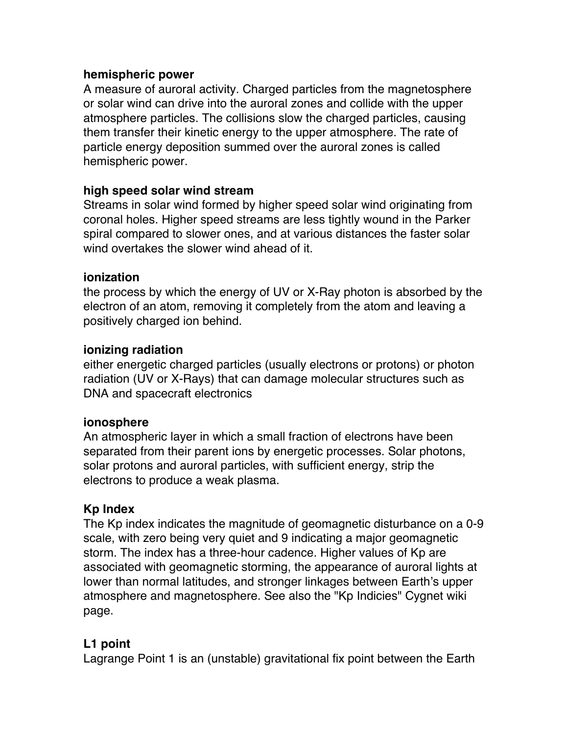**hemispheric power**
A measure of auroral activity. Charged particles from the magnetosphere or solar wind can drive into the auroral zones and collide with the upper atmosphere particles. The collisions slow the charged particles, causing them transfer their kinetic energy to the upper atmosphere. The rate of particle energy deposition summed over the auroral zones is called hemispheric power.

**high speed solar wind stream**
Streams in solar wind formed by higher speed solar wind originating from coronal holes. Higher speed streams are less tightly wound in the Parker spiral compared to slower ones, and at various distances the faster solar wind overtakes the slower wind ahead of it.

**ionization**
the process by which the energy of UV or X-Ray photon is absorbed by the electron of an atom, removing it completely from the atom and leaving a positively charged ion behind.

**ionizing radiation**
either energetic charged particles (usually electrons or protons) or photon radiation (UV or X-Rays) that can damage molecular structures such as DNA and spacecraft electronics

**ionosphere**
An atmospheric layer in which a small fraction of electrons have been separated from their parent ions by energetic processes. Solar photons, solar protons and auroral particles, with sufficient energy, strip the electrons to produce a weak plasma.

**Kp Index**
The Kp index indicates the magnitude of geomagnetic disturbance on a 0-9 scale, with zero being very quiet and 9 indicating a major geomagnetic storm. The index has a three-hour cadence. Higher values of Kp are associated with geomagnetic storming, the appearance of auroral lights at lower than normal latitudes, and stronger linkages between Earth's upper atmosphere and magnetosphere. See also the "Kp Indicies" Cygnet wiki page.

**L1 point**
Lagrange Point 1 is an (unstable) gravitational fix point between the Earth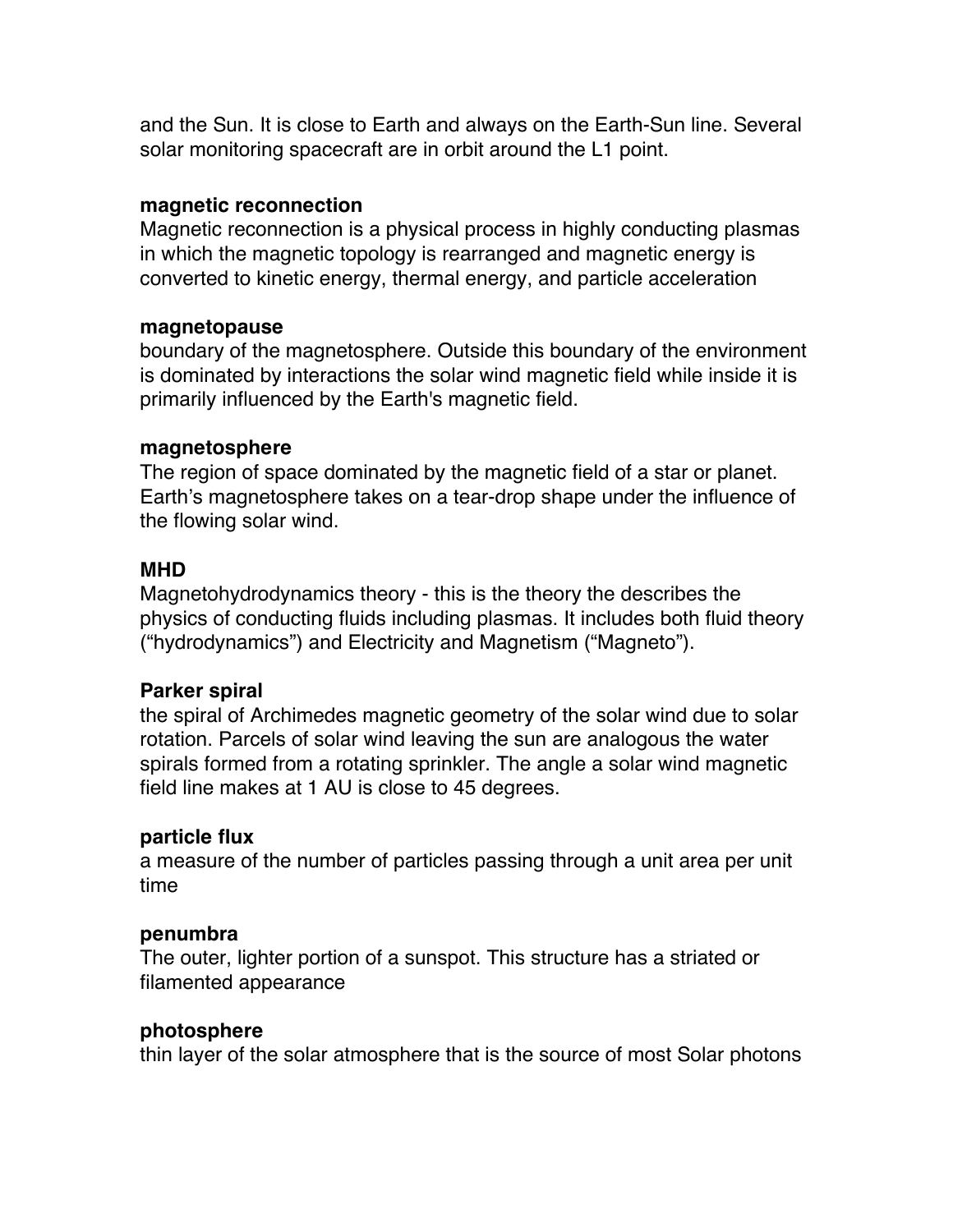and the Sun. It is close to Earth and always on the Earth-Sun line. Several solar monitoring spacecraft are in orbit around the L1 point.

**magnetic reconnection**
Magnetic reconnection is a physical process in highly conducting plasmas in which the magnetic topology is rearranged and magnetic energy is converted to kinetic energy, thermal energy, and particle acceleration

**magnetopause**
boundary of the magnetosphere. Outside this boundary of the environment is dominated by interactions the solar wind magnetic field while inside it is primarily influenced by the Earth's magnetic field.

**magnetosphere**
The region of space dominated by the magnetic field of a star or planet. Earth's magnetosphere takes on a tear-drop shape under the influence of the flowing solar wind.

**MHD**
Magnetohydrodynamics theory - this is the theory the describes the physics of conducting fluids including plasmas. It includes both fluid theory ("hydrodynamics") and Electricity and Magnetism ("Magneto").

**Parker spiral**
the spiral of Archimedes magnetic geometry of the solar wind due to solar rotation. Parcels of solar wind leaving the sun are analogous the water spirals formed from a rotating sprinkler. The angle a solar wind magnetic field line makes at 1 AU is close to 45 degrees.

**particle flux**
a measure of the number of particles passing through a unit area per unit time

**penumbra**
The outer, lighter portion of a sunspot. This structure has a striated or filamented appearance

**photosphere**
thin layer of the solar atmosphere that is the source of most Solar photons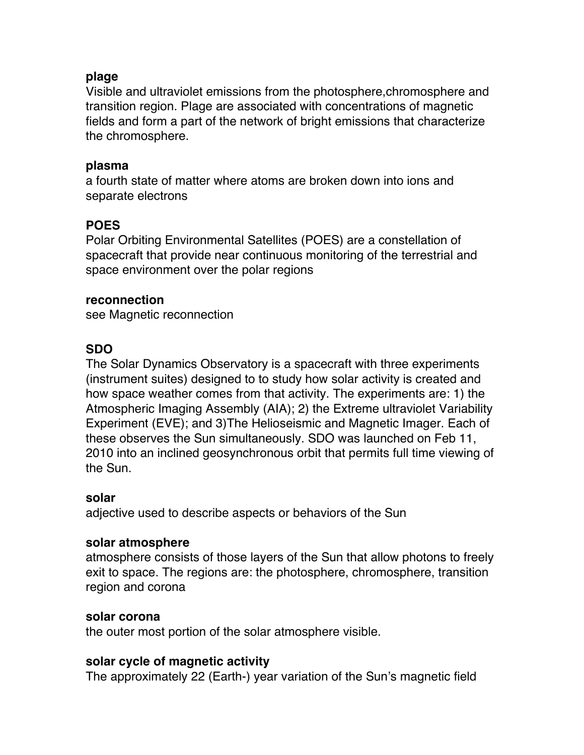**plage**
Visible and ultraviolet emissions from the photosphere,chromosphere and transition region. Plage are associated with concentrations of magnetic fields and form a part of the network of bright emissions that characterize the chromosphere.

**plasma**
a fourth state of matter where atoms are broken down into ions and separate electrons

**POES**
Polar Orbiting Environmental Satellites (POES) are a constellation of spacecraft that provide near continuous monitoring of the terrestrial and space environment over the polar regions

**reconnection**
see Magnetic reconnection

**SDO**
The Solar Dynamics Observatory is a spacecraft with three experiments (instrument suites) designed to to study how solar activity is created and how space weather comes from that activity. The experiments are: 1) the Atmospheric Imaging Assembly (AIA); 2) the Extreme ultraviolet Variability Experiment (EVE); and 3)The Helioseismic and Magnetic Imager. Each of these observes the Sun simultaneously. SDO was launched on Feb 11, 2010 into an inclined geosynchronous orbit that permits full time viewing of the Sun.

**solar**
adjective used to describe aspects or behaviors of the Sun

**solar atmosphere**
atmosphere consists of those layers of the Sun that allow photons to freely exit to space. The regions are: the photosphere, chromosphere, transition region and corona

**solar corona**
the outer most portion of the solar atmosphere visible.

**solar cycle of magnetic activity**
The approximately 22 (Earth-) year variation of the Sun's magnetic field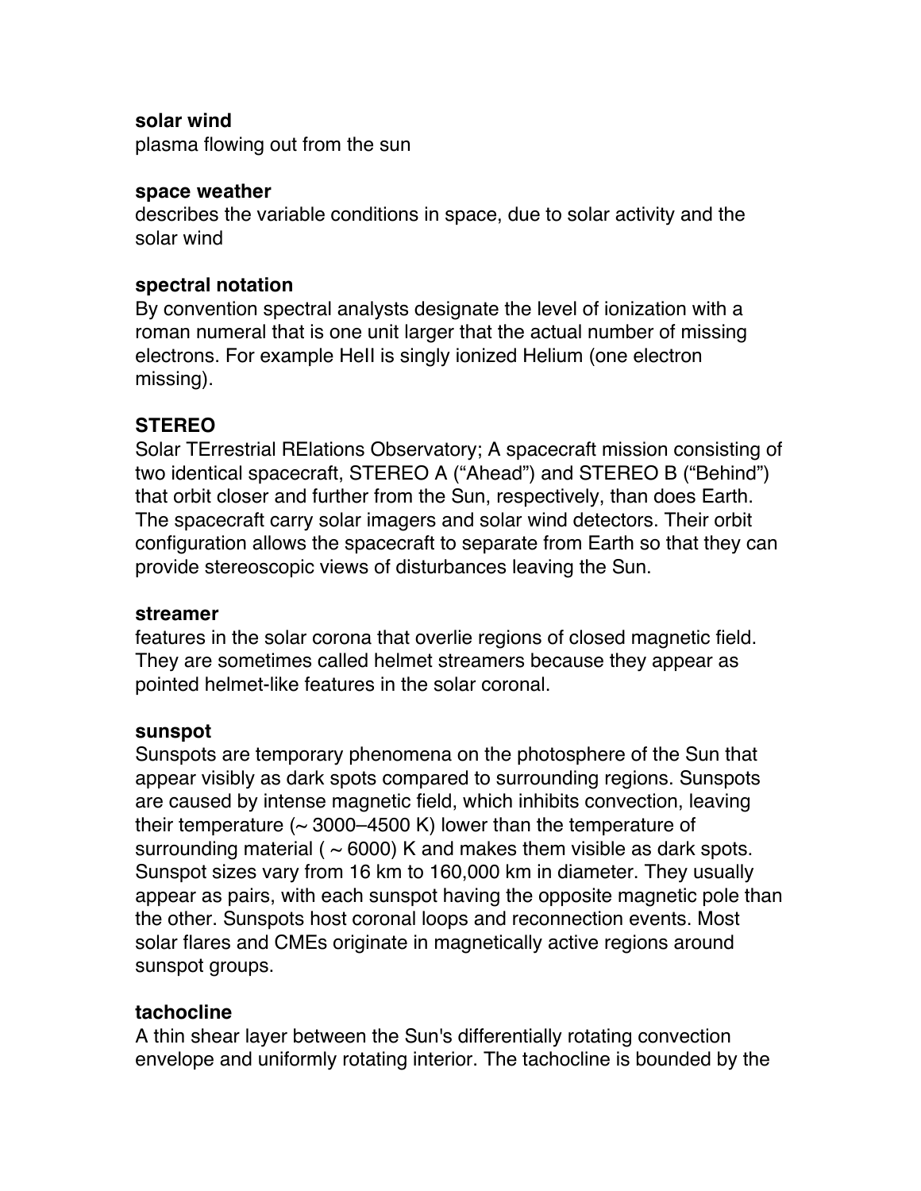**solar wind**
plasma flowing out from the sun

**space weather**
describes the variable conditions in space, due to solar activity and the solar wind

**spectral notation**
By convention spectral analysts designate the level of ionization with a roman numeral that is one unit larger that the actual number of missing electrons. For example HeII is singly ionized Helium (one electron missing).

**STEREO**
Solar TErrestrial RElations Observatory; A spacecraft mission consisting of two identical spacecraft, STEREO A ("Ahead") and STEREO B ("Behind") that orbit closer and further from the Sun, respectively, than does Earth. The spacecraft carry solar imagers and solar wind detectors. Their orbit configuration allows the spacecraft to separate from Earth so that they can provide stereoscopic views of disturbances leaving the Sun.

**streamer**
features in the solar corona that overlie regions of closed magnetic field. They are sometimes called helmet streamers because they appear as pointed helmet-like features in the solar coronal.

**sunspot**
Sunspots are temporary phenomena on the photosphere of the Sun that appear visibly as dark spots compared to surrounding regions. Sunspots are caused by intense magnetic field, which inhibits convection, leaving their temperature (~ 3000–4500 K) lower than the temperature of surrounding material ( ~ 6000) K and makes them visible as dark spots. Sunspot sizes vary from 16 km to 160,000 km in diameter. They usually appear as pairs, with each sunspot having the opposite magnetic pole than the other. Sunspots host coronal loops and reconnection events. Most solar flares and CMEs originate in magnetically active regions around sunspot groups.

**tachocline**
A thin shear layer between the Sun's differentially rotating convection envelope and uniformly rotating interior. The tachocline is bounded by the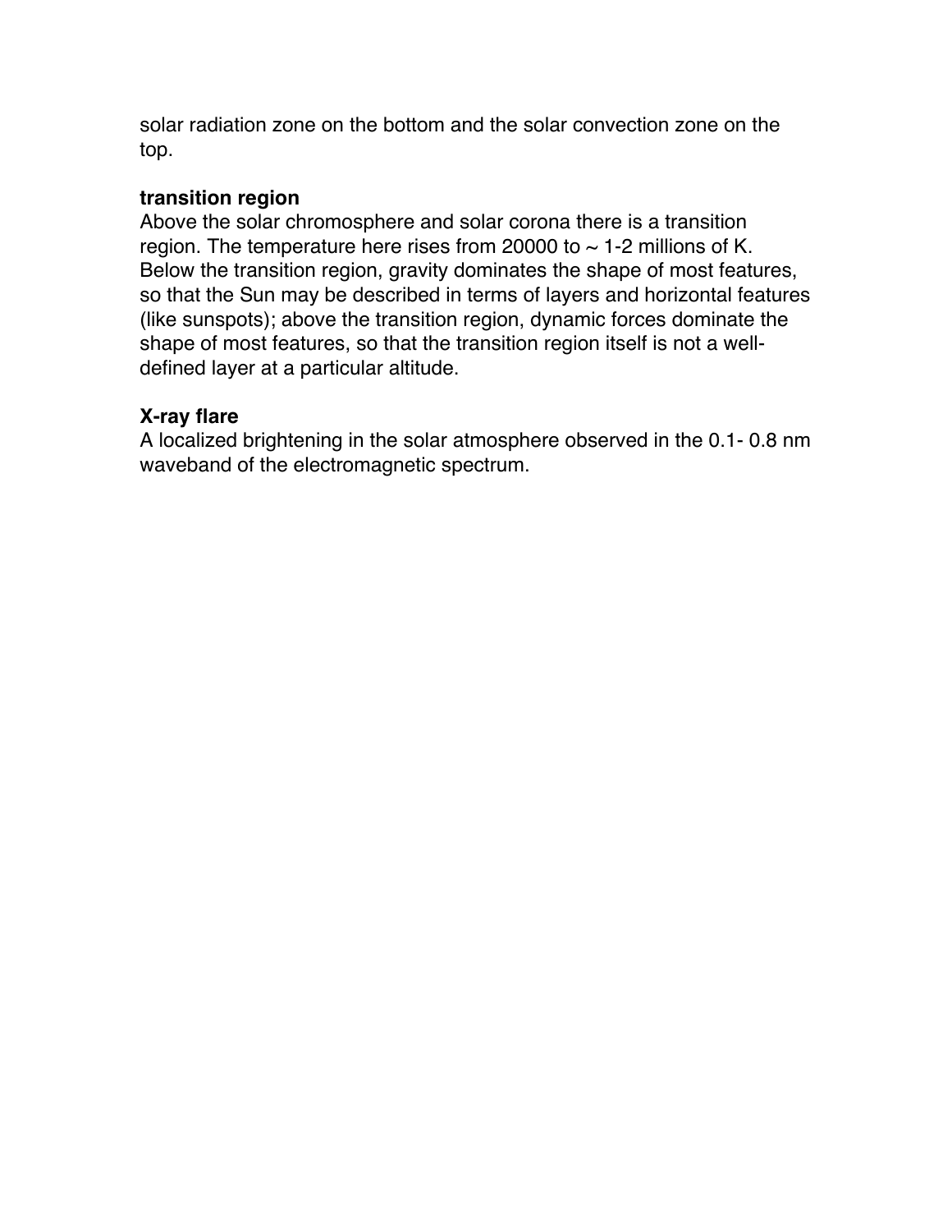solar radiation zone on the bottom and the solar convection zone on the top.

**transition region**
Above the solar chromosphere and solar corona there is a transition region. The temperature here rises from 20000 to ~ 1-2 millions of K. Below the transition region, gravity dominates the shape of most features, so that the Sun may be described in terms of layers and horizontal features (like sunspots); above the transition region, dynamic forces dominate the shape of most features, so that the transition region itself is not a well-defined layer at a particular altitude.

**X-ray flare**
A localized brightening in the solar atmosphere observed in the 0.1- 0.8 nm waveband of the electromagnetic spectrum.